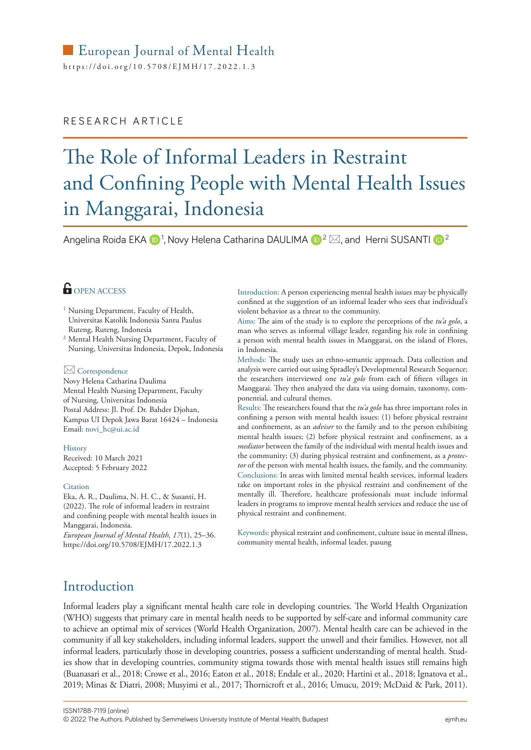European Journal of Mental Health

https://doi.org/10.5708/EJMH/17.2022.1.3

RESEARCH ARTICLE

# The Role of Informal Leaders in Restraint and Confining People with Mental Health Issues in Manggarai, Indonesia

Angelina Roida EKA [1], Novy Helena Catharina DAULIMA [2], and Herni SUSANTI [2]

OPEN ACCESS

[1] Nursing Department, Faculty of Health, Universitas Katolik Indonesia Santu Paulus Ruteng, Ruteng, Indonesia

[2] Mental Health Nursing Department, Faculty of Nursing, Universitas Indonesia, Depok, Indonesia

Correspondence

Novy Helena Catharina Daulima
Mental Health Nursing Department, Faculty of Nursing, Universitas Indonesia
Postal Address: Jl. Prof. Dr. Bahder Djohan, Kampus UI Depok Jawa Barat 16424 – Indonesia
Email: novi_hc@ui.ac.id

History

Received: 10 March 2021
Accepted: 5 February 2022

Citation

Eka, A. R., Daulima, N. H. C., & Susanti, H. (2022). The role of informal leaders in restraint and confining people with mental health issues in Manggarai, Indonesia.
*European Journal of Mental Health, 17*(1), 25–36.
https://doi.org/10.5708/EJMH/17.2022.1.3

Introduction: A person experiencing mental health issues may be physically confined at the suggestion of an informal leader who sees that individual's violent behavior as a threat to the community.

Aims: The aim of the study is to explore the perceptions of the *tu'a golo*, a man who serves as informal village leader, regarding his role in confining a person with mental health issues in Manggarai, on the island of Flores, in Indonesia.

Methods: The study uses an ethno-semantic approach. Data collection and analysis were carried out using Spradley's Developmental Research Sequence; the researchers interviewed one *tu'a golo* from each of fifteen villages in Manggarai. They then analyzed the data via using domain, taxonomy, componential, and cultural themes.

Results: The researchers found that the *tu'a golo* has three important roles in confining a person with mental health issues: (1) before physical restraint and confinement, as an *adviser* to the family and to the person exhibiting mental health issues; (2) before physical restraint and confinement, as a *mediator* between the family of the individual with mental health issues and the community; (3) during physical restraint and confinement, as a *protector* of the person with mental health issues, the family, and the community.

Conclusions: In areas with limited mental health services, informal leaders take on important roles in the physical restraint and confinement of the mentally ill. Therefore, healthcare professionals must include informal leaders in programs to improve mental health services and reduce the use of physical restraint and confinement.

Keywords: physical restraint and confinement, culture issue in mental illness, community mental health, informal leader, pasung

## Introduction

Informal leaders play a significant mental health care role in developing countries. The World Health Organization (WHO) suggests that primary care in mental health needs to be supported by self-care and informal community care to achieve an optimal mix of services (World Health Organization, 2007). Mental health care can be achieved in the community if all key stakeholders, including informal leaders, support the unwell and their families. However, not all informal leaders, particularly those in developing countries, possess a sufficient understanding of mental health. Studies show that in developing countries, community stigma towards those with mental health issues still remains high (Buanasari et al., 2018; Crowe et al., 2016; Eaton et al., 2018; Endale et al., 2020; Hartini et al., 2018; Ignatova et al., 2019; Minas & Diatri, 2008; Musyimi et al., 2017; Thornicroft et al., 2016; Umucu, 2019; McDaid & Park, 2011).

ISSN1788-7119 (online)
© 2022 The Authors. Published by Semmelweis University Institute of Mental Health, Budapest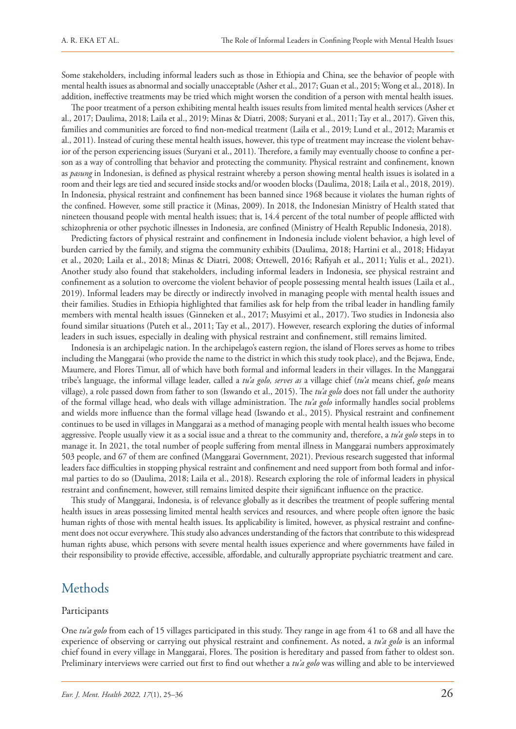Some stakeholders, including informal leaders such as those in Ethiopia and China, see the behavior of people with mental health issues as abnormal and socially unacceptable (Asher et al., 2017; Guan et al., 2015; Wong et al., 2018). In addition, ineffective treatments may be tried which might worsen the condition of a person with mental health issues.

The poor treatment of a person exhibiting mental health issues results from limited mental health services (Asher et al., 2017; Daulima, 2018; Laila et al., 2019; Minas & Diatri, 2008; Suryani et al., 2011; Tay et al., 2017). Given this, families and communities are forced to find non-medical treatment (Laila et al., 2019; Lund et al., 2012; Maramis et al., 2011). Instead of curing these mental health issues, however, this type of treatment may increase the violent behavior of the person experiencing issues (Suryani et al., 2011). Therefore, a family may eventually choose to confine a person as a way of controlling that behavior and protecting the community. Physical restraint and confinement, known as *pasung* in Indonesian, is defined as physical restraint whereby a person showing mental health issues is isolated in a room and their legs are tied and secured inside stocks and/or wooden blocks (Daulima, 2018; Laila et al., 2018, 2019). In Indonesia, physical restraint and confinement has been banned since 1968 because it violates the human rights of the confined. However, some still practice it (Minas, 2009). In 2018, the Indonesian Ministry of Health stated that nineteen thousand people with mental health issues; that is, 14.4 percent of the total number of people afflicted with schizophrenia or other psychotic illnesses in Indonesia, are confined (Ministry of Health Republic Indonesia, 2018).

Predicting factors of physical restraint and confinement in Indonesia include violent behavior, a high level of burden carried by the family, and stigma the community exhibits (Daulima, 2018; Hartini et al., 2018; Hidayat et al., 2020; Laila et al., 2018; Minas & Diatri, 2008; Ottewell, 2016; Rafiyah et al., 2011; Yulis et al., 2021). Another study also found that stakeholders, including informal leaders in Indonesia, see physical restraint and confinement as a solution to overcome the violent behavior of people possessing mental health issues (Laila et al., 2019). Informal leaders may be directly or indirectly involved in managing people with mental health issues and their families. Studies in Ethiopia highlighted that families ask for help from the tribal leader in handling family members with mental health issues (Ginneken et al., 2017; Musyimi et al., 2017). Two studies in Indonesia also found similar situations (Puteh et al., 2011; Tay et al., 2017). However, research exploring the duties of informal leaders in such issues, especially in dealing with physical restraint and confinement, still remains limited.

Indonesia is an archipelagic nation. In the archipelago's eastern region, the island of Flores serves as home to tribes including the Manggarai (who provide the name to the district in which this study took place), and the Bejawa, Ende, Maumere, and Flores Timur, all of which have both formal and informal leaders in their villages. In the Manggarai tribe's language, the informal village leader, called a *tu'a golo, serves as* a village chief (*tu'a* means chief, *golo* means village), a role passed down from father to son (Iswando et al., 2015). The *tu'a golo* does not fall under the authority of the formal village head, who deals with village administration. The *tu'a golo* informally handles social problems and wields more influence than the formal village head (Iswando et al., 2015). Physical restraint and confinement continues to be used in villages in Manggarai as a method of managing people with mental health issues who become aggressive. People usually view it as a social issue and a threat to the community and, therefore, a *tu'a golo* steps in to manage it. In 2021, the total number of people suffering from mental illness in Manggarai numbers approximately 503 people, and 67 of them are confined (Manggarai Government, 2021). Previous research suggested that informal leaders face difficulties in stopping physical restraint and confinement and need support from both formal and informal parties to do so (Daulima, 2018; Laila et al., 2018). Research exploring the role of informal leaders in physical restraint and confinement, however, still remains limited despite their significant influence on the practice.

This study of Manggarai, Indonesia, is of relevance globally as it describes the treatment of people suffering mental health issues in areas possessing limited mental health services and resources, and where people often ignore the basic human rights of those with mental health issues. Its applicability is limited, however, as physical restraint and confinement does not occur everywhere. This study also advances understanding of the factors that contribute to this widespread human rights abuse, which persons with severe mental health issues experience and where governments have failed in their responsibility to provide effective, accessible, affordable, and culturally appropriate psychiatric treatment and care.

## Methods

### Participants

One *tu'a golo* from each of 15 villages participated in this study. They range in age from 41 to 68 and all have the experience of observing or carrying out physical restraint and confinement. As noted, a *tu'a golo* is an informal chief found in every village in Manggarai, Flores. The position is hereditary and passed from father to oldest son. Preliminary interviews were carried out first to find out whether a *tu'a golo* was willing and able to be interviewed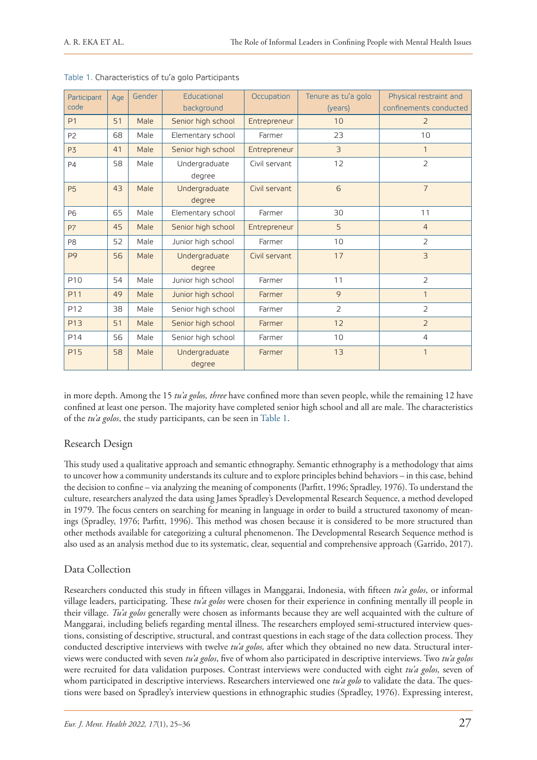Table 1. Characteristics of tu'a golo Participants

| Participant code | Age | Gender | Educational background | Occupation | Tenure as tu'a golo (years) | Physical restraint and confinements conducted |
|---|---|---|---|---|---|---|
| P1 | 51 | Male | Senior high school | Entrepreneur | 10 | 2 |
| P2 | 68 | Male | Elementary school | Farmer | 23 | 10 |
| P3 | 41 | Male | Senior high school | Entrepreneur | 3 | 1 |
| P4 | 58 | Male | Undergraduate degree | Civil servant | 12 | 2 |
| P5 | 43 | Male | Undergraduate degree | Civil servant | 6 | 7 |
| P6 | 65 | Male | Elementary school | Farmer | 30 | 11 |
| P7 | 45 | Male | Senior high school | Entrepreneur | 5 | 4 |
| P8 | 52 | Male | Junior high school | Farmer | 10 | 2 |
| P9 | 56 | Male | Undergraduate degree | Civil servant | 17 | 3 |
| P10 | 54 | Male | Junior high school | Farmer | 11 | 2 |
| P11 | 49 | Male | Junior high school | Farmer | 9 | 1 |
| P12 | 38 | Male | Senior high school | Farmer | 2 | 2 |
| P13 | 51 | Male | Senior high school | Farmer | 12 | 2 |
| P14 | 56 | Male | Senior high school | Farmer | 10 | 4 |
| P15 | 58 | Male | Undergraduate degree | Farmer | 13 | 1 |

in more depth. Among the 15 *tu'a golos, three* have confined more than seven people, while the remaining 12 have confined at least one person. The majority have completed senior high school and all are male. The characteristics of the *tu'a golos*, the study participants, can be seen in Table 1.

## Research Design

This study used a qualitative approach and semantic ethnography. Semantic ethnography is a methodology that aims to uncover how a community understands its culture and to explore principles behind behaviors – in this case, behind the decision to confine – via analyzing the meaning of components (Parfitt, 1996; Spradley, 1976). To understand the culture, researchers analyzed the data using James Spradley's Developmental Research Sequence, a method developed in 1979. The focus centers on searching for meaning in language in order to build a structured taxonomy of meanings (Spradley, 1976; Parfitt, 1996). This method was chosen because it is considered to be more structured than other methods available for categorizing a cultural phenomenon. The Developmental Research Sequence method is also used as an analysis method due to its systematic, clear, sequential and comprehensive approach (Garrido, 2017).

## Data Collection

Researchers conducted this study in fifteen villages in Manggarai, Indonesia, with fifteen *tu'a golos*, or informal village leaders, participating. These *tu'a golos* were chosen for their experience in confining mentally ill people in their village. *Tu'a golos* generally were chosen as informants because they are well acquainted with the culture of Manggarai, including beliefs regarding mental illness. The researchers employed semi-structured interview questions, consisting of descriptive, structural, and contrast questions in each stage of the data collection process. They conducted descriptive interviews with twelve *tu'a golos,* after which they obtained no new data. Structural interviews were conducted with seven *tu'a golos*, five of whom also participated in descriptive interviews. Two *tu'a golos* were recruited for data validation purposes. Contrast interviews were conducted with eight *tu'a golos,* seven of whom participated in descriptive interviews. Researchers interviewed one *tu'a golo* to validate the data. The questions were based on Spradley's interview questions in ethnographic studies (Spradley, 1976). Expressing interest,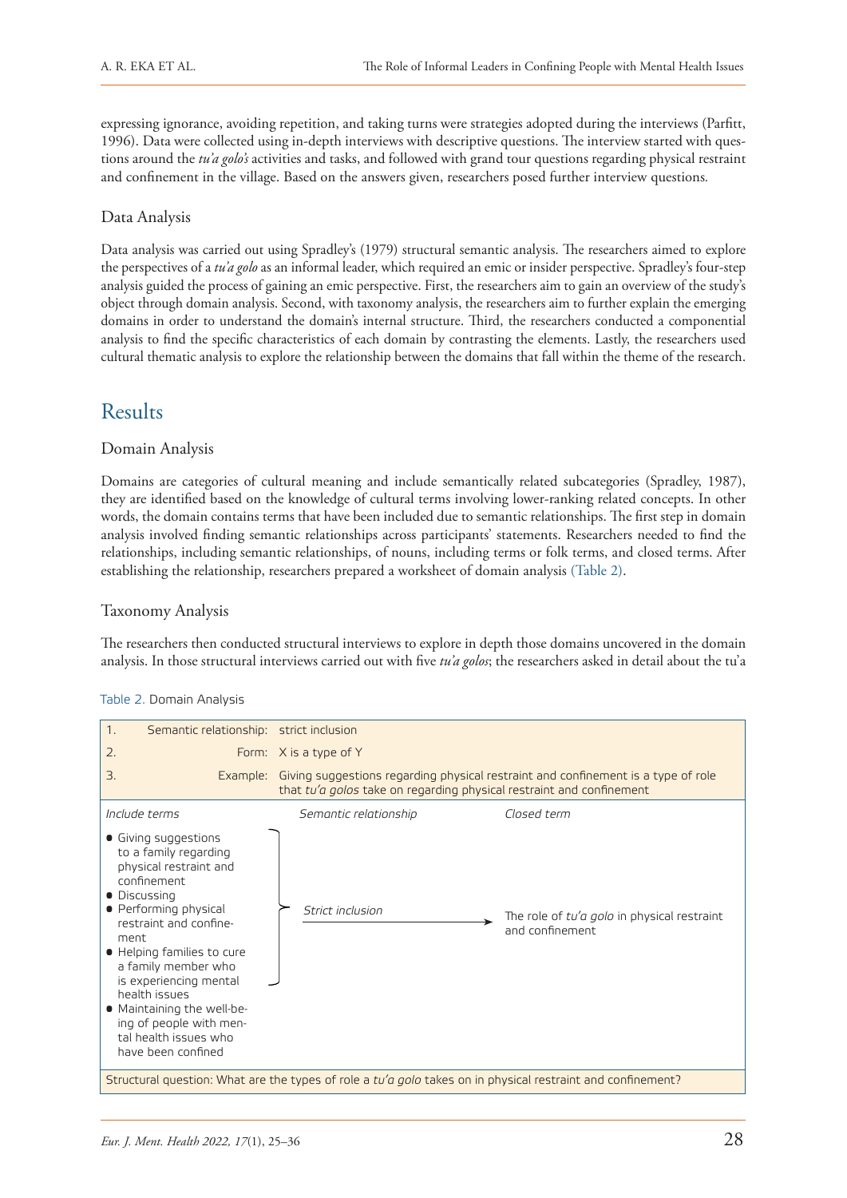expressing ignorance, avoiding repetition, and taking turns were strategies adopted during the interviews (Parfitt, 1996). Data were collected using in-depth interviews with descriptive questions. The interview started with questions around the *tu'a golo's* activities and tasks, and followed with grand tour questions regarding physical restraint and confinement in the village. Based on the answers given, researchers posed further interview questions.

### Data Analysis

Data analysis was carried out using Spradley's (1979) structural semantic analysis. The researchers aimed to explore the perspectives of a *tu'a golo* as an informal leader, which required an emic or insider perspective. Spradley's four-step analysis guided the process of gaining an emic perspective. First, the researchers aim to gain an overview of the study's object through domain analysis. Second, with taxonomy analysis, the researchers aim to further explain the emerging domains in order to understand the domain's internal structure. Third, the researchers conducted a componential analysis to find the specific characteristics of each domain by contrasting the elements. Lastly, the researchers used cultural thematic analysis to explore the relationship between the domains that fall within the theme of the research.

## Results

### Domain Analysis

Domains are categories of cultural meaning and include semantically related subcategories (Spradley, 1987), they are identified based on the knowledge of cultural terms involving lower-ranking related concepts. In other words, the domain contains terms that have been included due to semantic relationships. The first step in domain analysis involved finding semantic relationships across participants' statements. Researchers needed to find the relationships, including semantic relationships, of nouns, including terms or folk terms, and closed terms. After establishing the relationship, researchers prepared a worksheet of domain analysis (Table 2).

### Taxonomy Analysis

The researchers then conducted structural interviews to explore in depth those domains uncovered in the domain analysis. In those structural interviews carried out with five *tu'a golos*; the researchers asked in detail about the tu'a

Table 2. Domain Analysis

| | | |
|---|---|---|
| 1. Semantic relationship: | strict inclusion | |
| 2. Form: | X is a type of Y | |
| 3. Example: | Giving suggestions regarding physical restraint and confinement is a type of role that *tu'a golos* take on regarding physical restraint and confinement | |
| *Include terms* | *Semantic relationship* | *Closed term* |
| • Giving suggestions to a family regarding physical restraint and confinement<br>• Discussing<br>• Performing physical restraint and confinement<br>• Helping families to cure a family member who is experiencing mental health issues<br>• Maintaining the well-being of people with mental health issues who have been confined | *Strict inclusion* → | The role of *tu'a golo* in physical restraint and confinement |
| Structural question: What are the types of role a *tu'a golo* takes on in physical restraint and confinement? | | |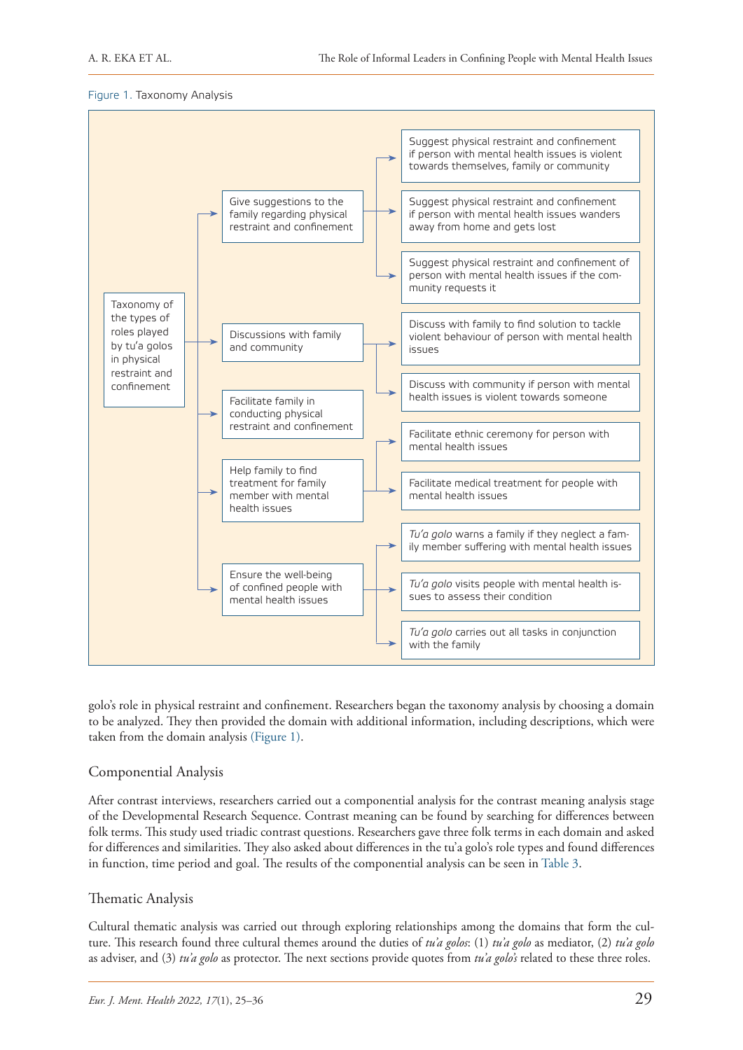Figure 1. Taxonomy Analysis

Taxonomy of the types of roles played by tu'a golos in physical restraint and confinement

- Give suggestions to the family regarding physical restraint and confinement
  - Suggest physical restraint and confinement if person with mental health issues is violent towards themselves, family or community
  - Suggest physical restraint and confinement if person with mental health issues wanders away from home and gets lost
  - Suggest physical restraint and confinement of person with mental health issues if the community requests it
- Discussions with family and community
  - Discuss with family to find solution to tackle violent behaviour of person with mental health issues
  - Discuss with community if person with mental health issues is violent towards someone
- Facilitate family in conducting physical restraint and confinement
- Help family to find treatment for family member with mental health issues
  - Facilitate ethnic ceremony for person with mental health issues
  - Facilitate medical treatment for people with mental health issues
- Ensure the well-being of confined people with mental health issues
  - *Tu'a golo* warns a family if they neglect a family member suffering with mental health issues
  - *Tu'a golo* visits people with mental health issues to assess their condition
  - *Tu'a golo* carries out all tasks in conjunction with the family

golo's role in physical restraint and confinement. Researchers began the taxonomy analysis by choosing a domain to be analyzed. They then provided the domain with additional information, including descriptions, which were taken from the domain analysis (Figure 1).

## Componential Analysis

After contrast interviews, researchers carried out a componential analysis for the contrast meaning analysis stage of the Developmental Research Sequence. Contrast meaning can be found by searching for differences between folk terms. This study used triadic contrast questions. Researchers gave three folk terms in each domain and asked for differences and similarities. They also asked about differences in the tu'a golo's role types and found differences in function, time period and goal. The results of the componential analysis can be seen in Table 3.

## Thematic Analysis

Cultural thematic analysis was carried out through exploring relationships among the domains that form the culture. This research found three cultural themes around the duties of *tu'a golos*: (1) *tu'a golo* as mediator, (2) *tu'a golo* as adviser, and (3) *tu'a golo* as protector. The next sections provide quotes from *tu'a golo's* related to these three roles.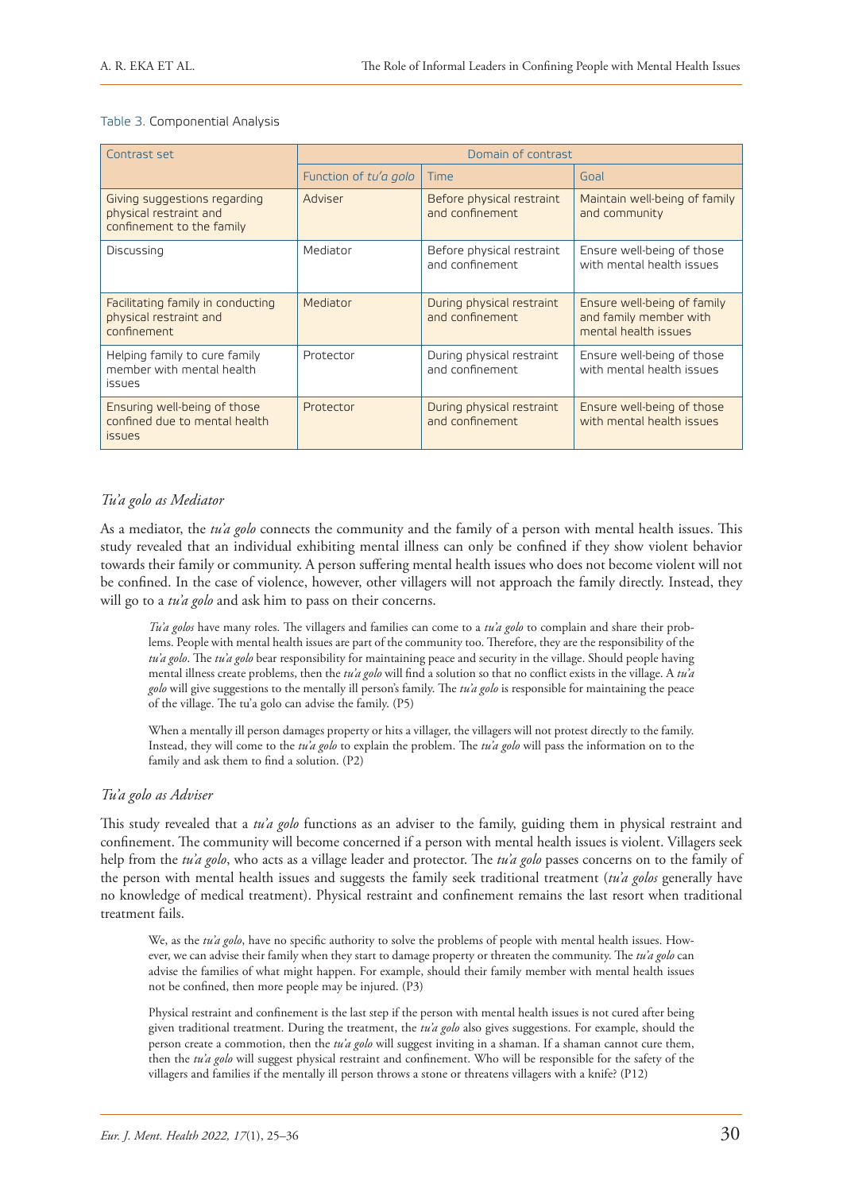Table 3. Componential Analysis

| Contrast set | Domain of contrast | | |
|---|---|---|---|
| | Function of *tu'a golo* | Time | Goal |
| Giving suggestions regarding physical restraint and confinement to the family | Adviser | Before physical restraint and confinement | Maintain well-being of family and community |
| Discussing | Mediator | Before physical restraint and confinement | Ensure well-being of those with mental health issues |
| Facilitating family in conducting physical restraint and confinement | Mediator | During physical restraint and confinement | Ensure well-being of family and family member with mental health issues |
| Helping family to cure family member with mental health issues | Protector | During physical restraint and confinement | Ensure well-being of those with mental health issues |
| Ensuring well-being of those confined due to mental health issues | Protector | During physical restraint and confinement | Ensure well-being of those with mental health issues |

### *Tu'a golo as Mediator*

As a mediator, the *tu'a golo* connects the community and the family of a person with mental health issues. This study revealed that an individual exhibiting mental illness can only be confined if they show violent behavior towards their family or community. A person suffering mental health issues who does not become violent will not be confined. In the case of violence, however, other villagers will not approach the family directly. Instead, they will go to a *tu'a golo* and ask him to pass on their concerns.

> *Tu'a golos* have many roles. The villagers and families can come to a *tu'a golo* to complain and share their problems. People with mental health issues are part of the community too. Therefore, they are the responsibility of the *tu'a golo*. The *tu'a golo* bear responsibility for maintaining peace and security in the village. Should people having mental illness create problems, then the *tu'a golo* will find a solution so that no conflict exists in the village. A *tu'a golo* will give suggestions to the mentally ill person's family. The *tu'a golo* is responsible for maintaining the peace of the village. The tu'a golo can advise the family. (P5)

> When a mentally ill person damages property or hits a villager, the villagers will not protest directly to the family. Instead, they will come to the *tu'a golo* to explain the problem. The *tu'a golo* will pass the information on to the family and ask them to find a solution. (P2)

### *Tu'a golo as Adviser*

This study revealed that a *tu'a golo* functions as an adviser to the family, guiding them in physical restraint and confinement. The community will become concerned if a person with mental health issues is violent. Villagers seek help from the *tu'a golo*, who acts as a village leader and protector. The *tu'a golo* passes concerns on to the family of the person with mental health issues and suggests the family seek traditional treatment (*tu'a golos* generally have no knowledge of medical treatment). Physical restraint and confinement remains the last resort when traditional treatment fails.

> We, as the *tu'a golo*, have no specific authority to solve the problems of people with mental health issues. However, we can advise their family when they start to damage property or threaten the community. The *tu'a golo* can advise the families of what might happen. For example, should their family member with mental health issues not be confined, then more people may be injured. (P3)

> Physical restraint and confinement is the last step if the person with mental health issues is not cured after being given traditional treatment. During the treatment, the *tu'a golo* also gives suggestions. For example, should the person create a commotion, then the *tu'a golo* will suggest inviting in a shaman. If a shaman cannot cure them, then the *tu'a golo* will suggest physical restraint and confinement. Who will be responsible for the safety of the villagers and families if the mentally ill person throws a stone or threatens villagers with a knife? (P12)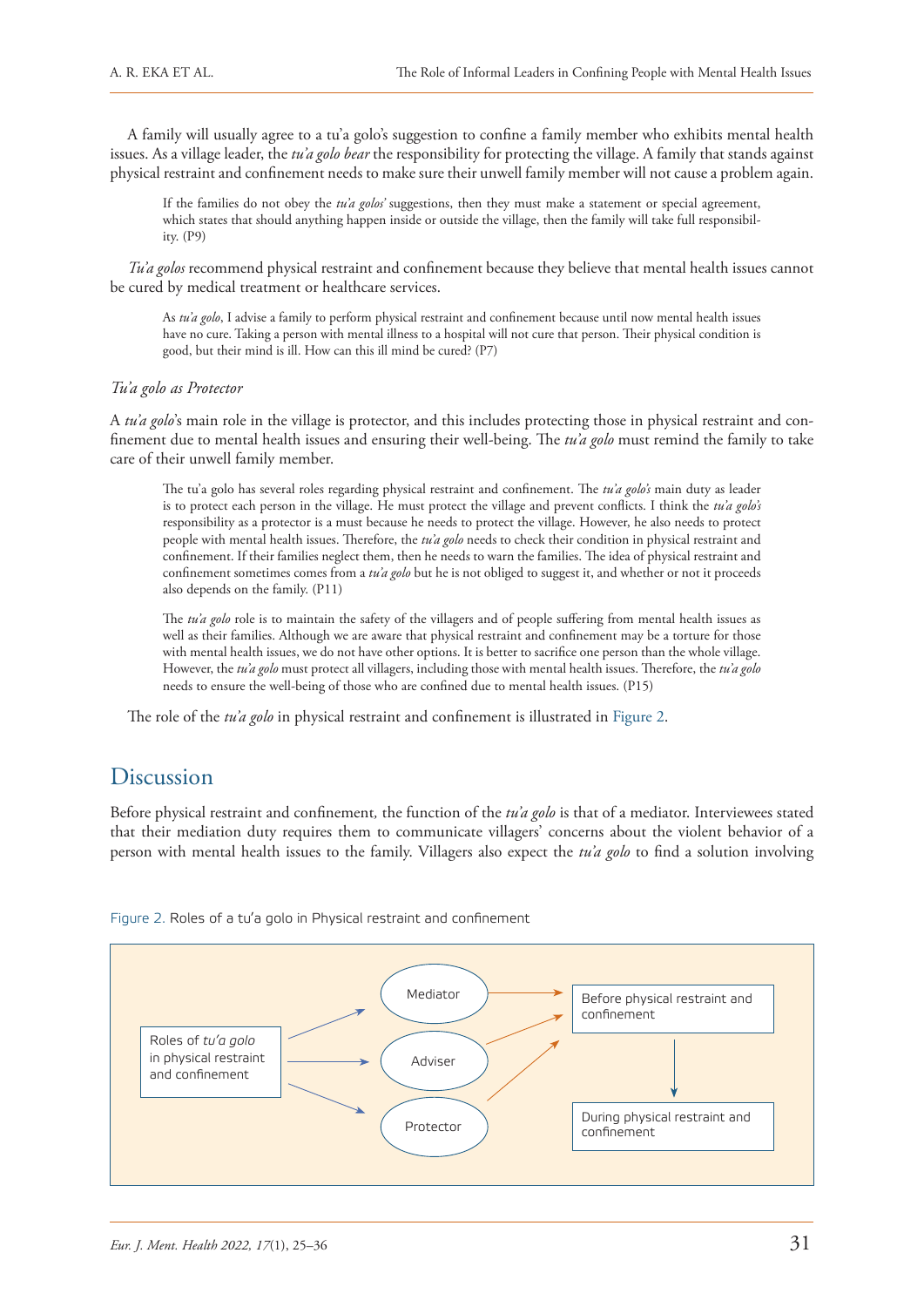A family will usually agree to a tu'a golo's suggestion to confine a family member who exhibits mental health issues. As a village leader, the *tu'a golo bear* the responsibility for protecting the village. A family that stands against physical restraint and confinement needs to make sure their unwell family member will not cause a problem again.

> If the families do not obey the *tu'a golos'* suggestions, then they must make a statement or special agreement, which states that should anything happen inside or outside the village, then the family will take full responsibility. (P9)

*Tu'a golos* recommend physical restraint and confinement because they believe that mental health issues cannot be cured by medical treatment or healthcare services.

> As *tu'a golo*, I advise a family to perform physical restraint and confinement because until now mental health issues have no cure. Taking a person with mental illness to a hospital will not cure that person. Their physical condition is good, but their mind is ill. How can this ill mind be cured? (P7)

*Tu'a golo as Protector*

A *tu'a golo*'s main role in the village is protector, and this includes protecting those in physical restraint and confinement due to mental health issues and ensuring their well-being. The *tu'a golo* must remind the family to take care of their unwell family member.

> The tu'a golo has several roles regarding physical restraint and confinement. The *tu'a golo's* main duty as leader is to protect each person in the village. He must protect the village and prevent conflicts. I think the *tu'a golo's* responsibility as a protector is a must because he needs to protect the village. However, he also needs to protect people with mental health issues. Therefore, the *tu'a golo* needs to check their condition in physical restraint and confinement. If their families neglect them, then he needs to warn the families. The idea of physical restraint and confinement sometimes comes from a *tu'a golo* but he is not obliged to suggest it, and whether or not it proceeds also depends on the family. (P11)

> The *tu'a golo* role is to maintain the safety of the villagers and of people suffering from mental health issues as well as their families. Although we are aware that physical restraint and confinement may be a torture for those with mental health issues, we do not have other options. It is better to sacrifice one person than the whole village. However, the *tu'a golo* must protect all villagers, including those with mental health issues. Therefore, the *tu'a golo* needs to ensure the well-being of those who are confined due to mental health issues. (P15)

The role of the *tu'a golo* in physical restraint and confinement is illustrated in Figure 2.

## Discussion

Before physical restraint and confinement, the function of the *tu'a golo* is that of a mediator. Interviewees stated that their mediation duty requires them to communicate villagers' concerns about the violent behavior of a person with mental health issues to the family. Villagers also expect the *tu'a golo* to find a solution involving

Figure 2. Roles of a tu'a golo in Physical restraint and confinement

Roles of *tu'a golo* in physical restraint and confinement → Mediator; Adviser; Protector

Mediator → Before physical restraint and confinement
Adviser → Before physical restraint and confinement
Protector → Before physical restraint and confinement

Before physical restraint and confinement → During physical restraint and confinement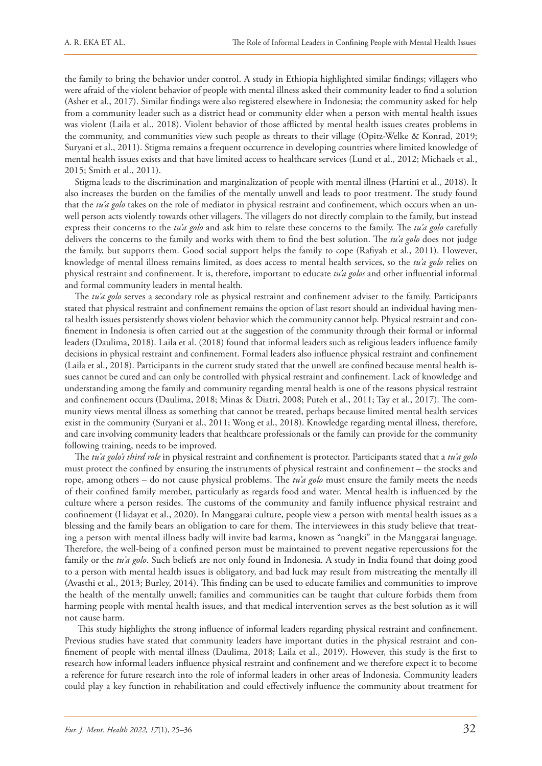the family to bring the behavior under control. A study in Ethiopia highlighted similar findings; villagers who were afraid of the violent behavior of people with mental illness asked their community leader to find a solution (Asher et al., 2017). Similar findings were also registered elsewhere in Indonesia; the community asked for help from a community leader such as a district head or community elder when a person with mental health issues was violent (Laila et al., 2018). Violent behavior of those afflicted by mental health issues creates problems in the community, and communities view such people as threats to their village (Opitz-Welke & Konrad, 2019; Suryani et al., 2011). Stigma remains a frequent occurrence in developing countries where limited knowledge of mental health issues exists and that have limited access to healthcare services (Lund et al., 2012; Michaels et al., 2015; Smith et al., 2011).

Stigma leads to the discrimination and marginalization of people with mental illness (Hartini et al., 2018). It also increases the burden on the families of the mentally unwell and leads to poor treatment. The study found that the *tu'a golo* takes on the role of mediator in physical restraint and confinement, which occurs when an unwell person acts violently towards other villagers. The villagers do not directly complain to the family, but instead express their concerns to the *tu'a golo* and ask him to relate these concerns to the family. The *tu'a golo* carefully delivers the concerns to the family and works with them to find the best solution. The *tu'a golo* does not judge the family, but supports them. Good social support helps the family to cope (Rafiyah et al., 2011). However, knowledge of mental illness remains limited, as does access to mental health services, so the *tu'a golo* relies on physical restraint and confinement. It is, therefore, important to educate *tu'a golos* and other influential informal and formal community leaders in mental health.

The *tu'a golo* serves a secondary role as physical restraint and confinement adviser to the family. Participants stated that physical restraint and confinement remains the option of last resort should an individual having mental health issues persistently shows violent behavior which the community cannot help. Physical restraint and confinement in Indonesia is often carried out at the suggestion of the community through their formal or informal leaders (Daulima, 2018). Laila et al. (2018) found that informal leaders such as religious leaders influence family decisions in physical restraint and confinement. Formal leaders also influence physical restraint and confinement (Laila et al., 2018). Participants in the current study stated that the unwell are confined because mental health issues cannot be cured and can only be controlled with physical restraint and confinement. Lack of knowledge and understanding among the family and community regarding mental health is one of the reasons physical restraint and confinement occurs (Daulima, 2018; Minas & Diatri, 2008; Puteh et al., 2011; Tay et al., 2017). The community views mental illness as something that cannot be treated, perhaps because limited mental health services exist in the community (Suryani et al., 2011; Wong et al., 2018). Knowledge regarding mental illness, therefore, and care involving community leaders that healthcare professionals or the family can provide for the community following training, needs to be improved.

The *tu'a golo's third role* in physical restraint and confinement is protector. Participants stated that a *tu'a golo* must protect the confined by ensuring the instruments of physical restraint and confinement – the stocks and rope, among others – do not cause physical problems. The *tu'a golo* must ensure the family meets the needs of their confined family member, particularly as regards food and water. Mental health is influenced by the culture where a person resides. The customs of the community and family influence physical restraint and confinement (Hidayat et al., 2020). In Manggarai culture, people view a person with mental health issues as a blessing and the family bears an obligation to care for them. The interviewees in this study believe that treating a person with mental illness badly will invite bad karma, known as "nangki" in the Manggarai language. Therefore, the well-being of a confined person must be maintained to prevent negative repercussions for the family or the *tu'a golo*. Such beliefs are not only found in Indonesia. A study in India found that doing good to a person with mental health issues is obligatory, and bad luck may result from mistreating the mentally ill (Avasthi et al., 2013; Burley, 2014). This finding can be used to educate families and communities to improve the health of the mentally unwell; families and communities can be taught that culture forbids them from harming people with mental health issues, and that medical intervention serves as the best solution as it will not cause harm.

This study highlights the strong influence of informal leaders regarding physical restraint and confinement. Previous studies have stated that community leaders have important duties in the physical restraint and confinement of people with mental illness (Daulima, 2018; Laila et al., 2019). However, this study is the first to research how informal leaders influence physical restraint and confinement and we therefore expect it to become a reference for future research into the role of informal leaders in other areas of Indonesia. Community leaders could play a key function in rehabilitation and could effectively influence the community about treatment for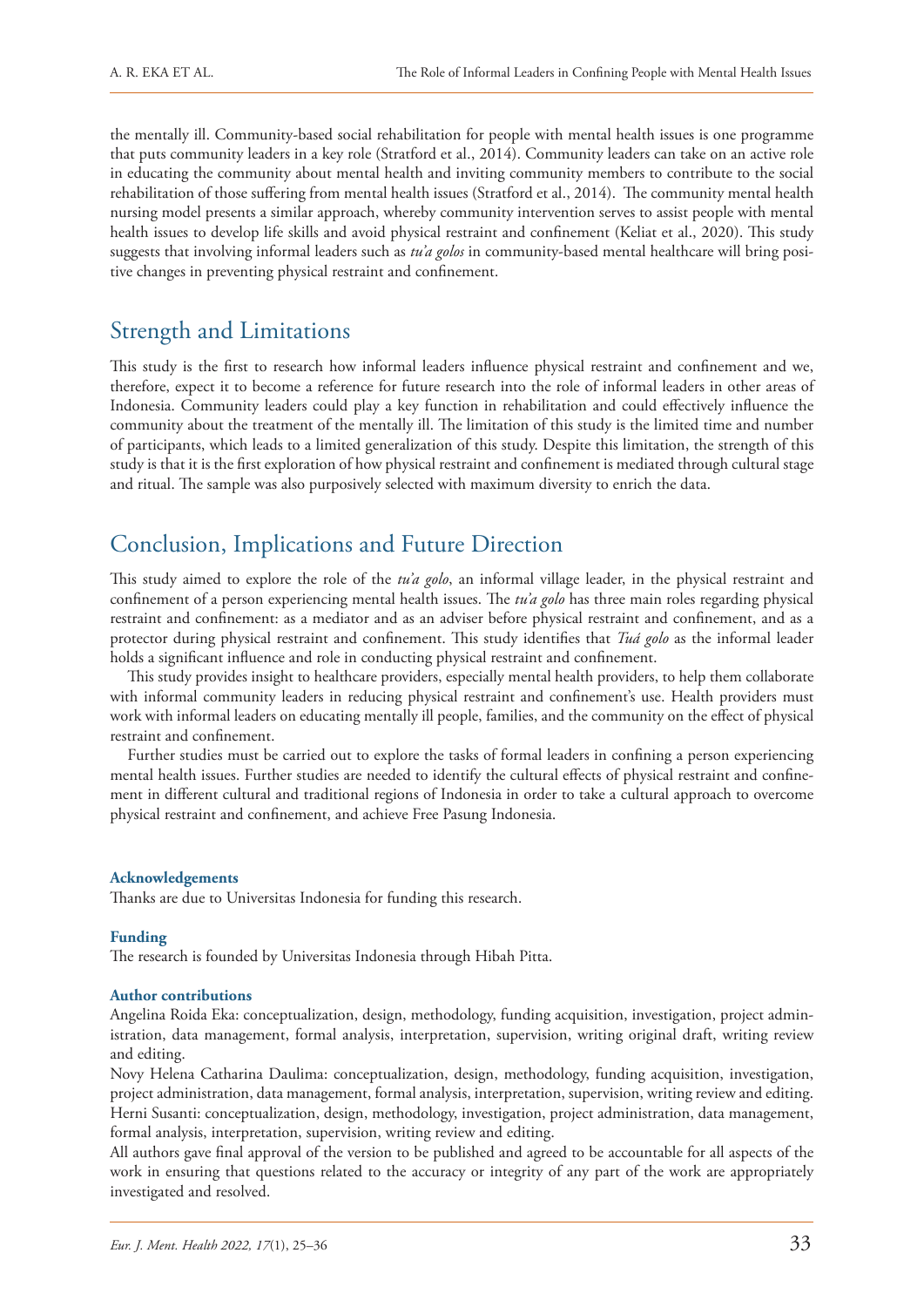the mentally ill. Community-based social rehabilitation for people with mental health issues is one programme that puts community leaders in a key role (Stratford et al., 2014). Community leaders can take on an active role in educating the community about mental health and inviting community members to contribute to the social rehabilitation of those suffering from mental health issues (Stratford et al., 2014). The community mental health nursing model presents a similar approach, whereby community intervention serves to assist people with mental health issues to develop life skills and avoid physical restraint and confinement (Keliat et al., 2020). This study suggests that involving informal leaders such as *tu'a golos* in community-based mental healthcare will bring positive changes in preventing physical restraint and confinement.

## Strength and Limitations

This study is the first to research how informal leaders influence physical restraint and confinement and we, therefore, expect it to become a reference for future research into the role of informal leaders in other areas of Indonesia. Community leaders could play a key function in rehabilitation and could effectively influence the community about the treatment of the mentally ill. The limitation of this study is the limited time and number of participants, which leads to a limited generalization of this study. Despite this limitation, the strength of this study is that it is the first exploration of how physical restraint and confinement is mediated through cultural stage and ritual. The sample was also purposively selected with maximum diversity to enrich the data.

## Conclusion, Implications and Future Direction

This study aimed to explore the role of the *tu'a golo*, an informal village leader, in the physical restraint and confinement of a person experiencing mental health issues. The *tu'a golo* has three main roles regarding physical restraint and confinement: as a mediator and as an adviser before physical restraint and confinement, and as a protector during physical restraint and confinement. This study identifies that *Tuá golo* as the informal leader holds a significant influence and role in conducting physical restraint and confinement.

This study provides insight to healthcare providers, especially mental health providers, to help them collaborate with informal community leaders in reducing physical restraint and confinement's use. Health providers must work with informal leaders on educating mentally ill people, families, and the community on the effect of physical restraint and confinement.

Further studies must be carried out to explore the tasks of formal leaders in confining a person experiencing mental health issues. Further studies are needed to identify the cultural effects of physical restraint and confinement in different cultural and traditional regions of Indonesia in order to take a cultural approach to overcome physical restraint and confinement, and achieve Free Pasung Indonesia.

**Acknowledgements**

Thanks are due to Universitas Indonesia for funding this research.

**Funding**

The research is founded by Universitas Indonesia through Hibah Pitta.

**Author contributions**

Angelina Roida Eka: conceptualization, design, methodology, funding acquisition, investigation, project administration, data management, formal analysis, interpretation, supervision, writing original draft, writing review and editing.

Novy Helena Catharina Daulima: conceptualization, design, methodology, funding acquisition, investigation, project administration, data management, formal analysis, interpretation, supervision, writing review and editing.

Herni Susanti: conceptualization, design, methodology, investigation, project administration, data management, formal analysis, interpretation, supervision, writing review and editing.

All authors gave final approval of the version to be published and agreed to be accountable for all aspects of the work in ensuring that questions related to the accuracy or integrity of any part of the work are appropriately investigated and resolved.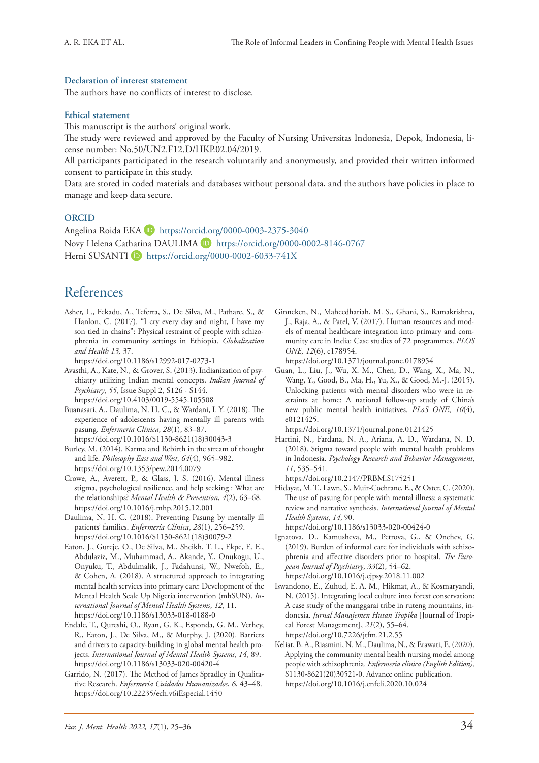### Declaration of interest statement

The authors have no conflicts of interest to disclose.

### Ethical statement

This manuscript is the authors' original work.

The study were reviewed and approved by the Faculty of Nursing Universitas Indonesia, Depok, Indonesia, license number: No.50/UN2.F12.D/HKP.02.04/2019.

All participants participated in the research voluntarily and anonymously, and provided their written informed consent to participate in this study.

Data are stored in coded materials and databases without personal data, and the authors have policies in place to manage and keep data secure.

### ORCID

Angelina Roida EKA https://orcid.org/0000-0003-2375-3040
Novy Helena Catharina DAULIMA https://orcid.org/0000-0002-8146-0767
Herni SUSANTI https://orcid.org/0000-0002-6033-741X

## References

Asher, L., Fekadu, A., Teferra, S., De Silva, M., Pathare, S., & Hanlon, C. (2017). "I cry every day and night, I have my son tied in chains": Physical restraint of people with schizophrenia in community settings in Ethiopia. *Globalization and Health 13*, 37.
https://doi.org/10.1186/s12992-017-0273-1

Avasthi, A., Kate, N., & Grover, S. (2013). Indianization of psychiatry utilizing Indian mental concepts. *Indian Journal of Psychiatry*, *55*, Issue Suppl 2, S126 - S144.
https://doi.org/10.4103/0019-5545.105508

Buanasari, A., Daulima, N. H. C., & Wardani, I. Y. (2018). The experience of adolescents having mentally ill parents with pasung. *Enfermería Clínica*, *28*(1), 83–87.
https://doi.org/10.1016/S1130-8621(18)30043-3

Burley, M. (2014). Karma and Rebirth in the stream of thought and life. *Philosophy East and West*, *64*(4), 965–982.
https://doi.org/10.1353/pew.2014.0079

Crowe, A., Averett, P., & Glass, J. S. (2016). Mental illness stigma, psychological resilience, and help seeking : What are the relationships? *Mental Health & Prevention*, *4*(2), 63–68.
https://doi.org/10.1016/j.mhp.2015.12.001

Daulima, N. H. C. (2018). Preventing Pasung by mentally ill patients' families. *Enfermería Clínica*, *28*(1), 256–259.
https://doi.org/10.1016/S1130-8621(18)30079-2

Eaton, J., Gureje, O., De Silva, M., Sheikh, T. L., Ekpe, E. E., Abdulaziz, M., Muhammad, A., Akande, Y., Onukogu, U., Onyuku, T., Abdulmalik, J., Fadahunsi, W., Nwefoh, E., & Cohen, A. (2018). A structured approach to integrating mental health services into primary care: Development of the Mental Health Scale Up Nigeria intervention (mhSUN). *International Journal of Mental Health Systems*, *12*, 11.
https://doi.org/10.1186/s13033-018-0188-0

Endale, T., Qureshi, O., Ryan, G. K., Esponda, G. M., Verhey, R., Eaton, J., De Silva, M., & Murphy, J. (2020). Barriers and drivers to capacity-building in global mental health projects. *International Journal of Mental Health Systems*, *14*, 89.
https://doi.org/10.1186/s13033-020-00420-4

Garrido, N. (2017). The Method of James Spradley in Qualitative Research. *Enfermería Cuidados Humanizados*, *6*, 43–48.
https://doi.org/10.22235/ech.v6iEspecial.1450

Ginneken, N., Maheedhariah, M. S., Ghani, S., Ramakrishna, J., Raja, A., & Patel, V. (2017). Human resources and models of mental healthcare integration into primary and community care in India: Case studies of 72 programmes. *PLOS ONE, 12*(6), e178954.
https://doi.org/10.1371/journal.pone.0178954

Guan, L., Liu, J., Wu, X. M., Chen, D., Wang, X., Ma, N., Wang, Y., Good, B., Ma, H., Yu, X., & Good, M.-J. (2015). Unlocking patients with mental disorders who were in restraints at home: A national follow-up study of China's new public mental health initiatives. *PLoS ONE*, *10*(4), e0121425.
https://doi.org/10.1371/journal.pone.0121425

Hartini, N., Fardana, N. A., Ariana, A. D., Wardana, N. D. (2018). Stigma toward people with mental health problems in Indonesia. *Psychology Research and Behavior Management*, *11*, 535–541.
https://doi.org/10.2147/PRBM.S175251

Hidayat, M. T., Lawn, S., Muir-Cochrane, E., & Oster, C. (2020). The use of pasung for people with mental illness: a systematic review and narrative synthesis. *International Journal of Mental Health Systems*, *14*, 90.
https://doi.org/10.1186/s13033-020-00424-0

Ignatova, D., Kamusheva, M., Petrova, G., & Onchev, G. (2019). Burden of informal care for individuals with schizophrenia and affective disorders prior to hospital. *The European Journal of Psychiatry*, *33*(2), 54–62.
https://doi.org/10.1016/j.ejpsy.2018.11.002

Iswandono, E., Zuhud, E. A. M., Hikmat, A., & Kosmaryandi, N. (2015). Integrating local culture into forest conservation: A case study of the manggarai tribe in ruteng mountains, indonesia. *Jurnal Manajemen Hutan Tropika* [Journal of Tropical Forest Management], *21*(2), 55–64.
https://doi.org/10.7226/jtfm.21.2.55

Keliat, B. A., Riasmini, N. M., Daulima, N., & Erawati, E. (2020). Applying the community mental health nursing model among people with schizophrenia. *Enfermeria clinica (English Edition),* S1130-8621(20)30521-0. Advance online publication.
https://doi.org/10.1016/j.enfcli.2020.10.024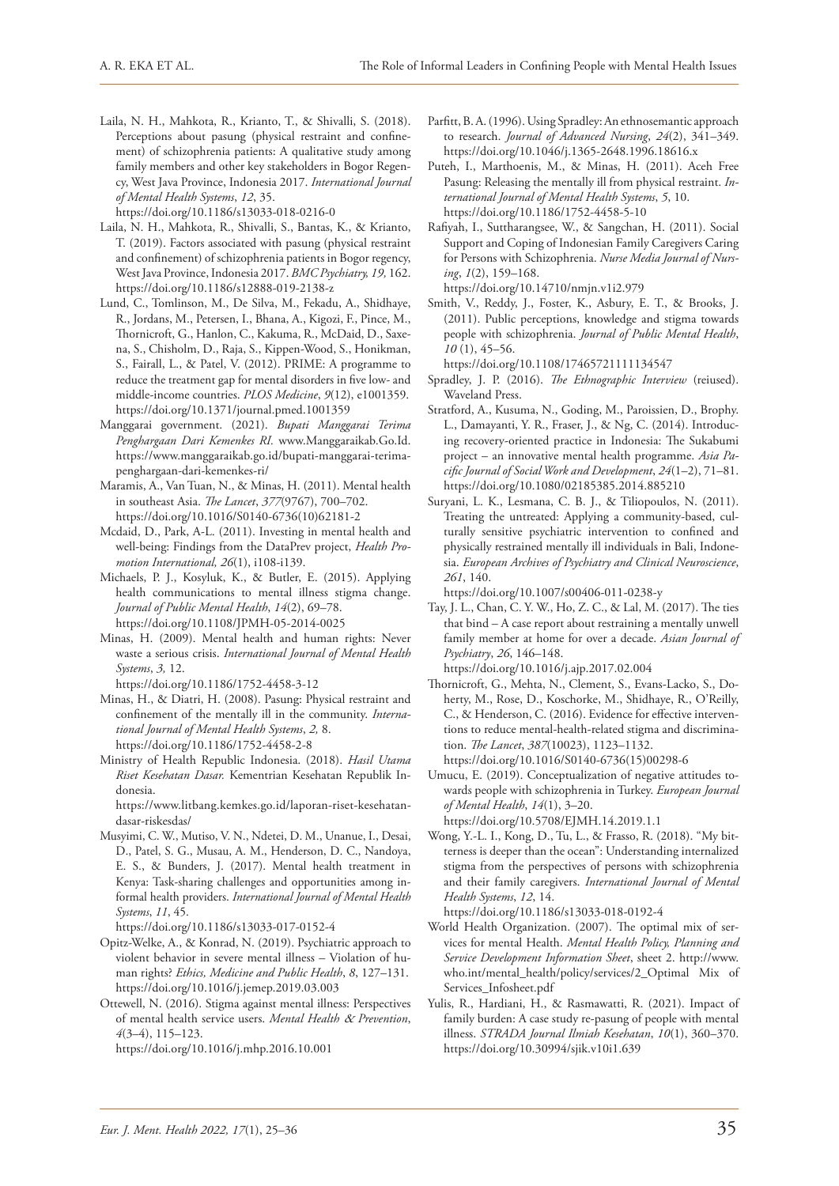Laila, N. H., Mahkota, R., Krianto, T., & Shivalli, S. (2018). Perceptions about pasung (physical restraint and confinement) of schizophrenia patients: A qualitative study among family members and other key stakeholders in Bogor Regency, West Java Province, Indonesia 2017. *International Journal of Mental Health Systems*, *12*, 35. https://doi.org/10.1186/s13033-018-0216-0

Laila, N. H., Mahkota, R., Shivalli, S., Bantas, K., & Krianto, T. (2019). Factors associated with pasung (physical restraint and confinement) of schizophrenia patients in Bogor regency, West Java Province, Indonesia 2017. *BMC Psychiatry, 19,* 162. https://doi.org/10.1186/s12888-019-2138-z

Lund, C., Tomlinson, M., De Silva, M., Fekadu, A., Shidhaye, R., Jordans, M., Petersen, I., Bhana, A., Kigozi, F., Prince, M., Thornicroft, G., Hanlon, C., Kakuma, R., McDaid, D., Saxena, S., Chisholm, D., Raja, S., Kippen-Wood, S., Honikman, S., Fairall, L., & Patel, V. (2012). PRIME: A programme to reduce the treatment gap for mental disorders in five low- and middle-income countries. *PLOS Medicine*, *9*(12), e1001359. https://doi.org/10.1371/journal.pmed.1001359

Manggarai government. (2021). *Bupati Manggarai Terima Penghargaan Dari Kemenkes RI.* www.Manggaraikab.Go.Id. https://www.manggaraikab.go.id/bupati-manggarai-terima-penghargaan-dari-kemenkes-ri/

Maramis, A., Van Tuan, N., & Minas, H. (2011). Mental health in southeast Asia. *The Lancet*, *377*(9767), 700–702. https://doi.org/10.1016/S0140-6736(10)62181-2

Mcdaid, D., Park, A-L. (2011). Investing in mental health and well-being: Findings from the DataPrev project, *Health Promotion International, 26*(1), i108-i139.

Michaels, P. J., Kosyluk, K., & Butler, E. (2015). Applying health communications to mental illness stigma change. *Journal of Public Mental Health*, *14*(2), 69–78. https://doi.org/10.1108/JPMH-05-2014-0025

Minas, H. (2009). Mental health and human rights: Never waste a serious crisis. *International Journal of Mental Health Systems*, *3,* 12. https://doi.org/10.1186/1752-4458-3-12

Minas, H., & Diatri, H. (2008). Pasung: Physical restraint and confinement of the mentally ill in the community. *International Journal of Mental Health Systems*, *2,* 8. https://doi.org/10.1186/1752-4458-2-8

Ministry of Health Republic Indonesia. (2018). *Hasil Utama Riset Kesehatan Dasar.* Kementrian Kesehatan Republik Indonesia. https://www.litbang.kemkes.go.id/laporan-riset-kesehatan-dasar-riskesdas/

Musyimi, C. W., Mutiso, V. N., Ndetei, D. M., Unanue, I., Desai, D., Patel, S. G., Musau, A. M., Henderson, D. C., Nandoya, E. S., & Bunders, J. (2017). Mental health treatment in Kenya: Task-sharing challenges and opportunities among informal health providers. *International Journal of Mental Health Systems*, *11*, 45. https://doi.org/10.1186/s13033-017-0152-4

Opitz-Welke, A., & Konrad, N. (2019). Psychiatric approach to violent behavior in severe mental illness – Violation of human rights? *Ethics, Medicine and Public Health*, *8*, 127–131. https://doi.org/10.1016/j.jemep.2019.03.003

Ottewell, N. (2016). Stigma against mental illness: Perspectives of mental health service users. *Mental Health & Prevention*, *4*(3–4), 115–123. https://doi.org/10.1016/j.mhp.2016.10.001

Parfitt, B. A. (1996). Using Spradley: An ethnosemantic approach to research. *Journal of Advanced Nursing*, *24*(2), 341–349. https://doi.org/10.1046/j.1365-2648.1996.18616.x

Puteh, I., Marthoenis, M., & Minas, H. (2011). Aceh Free Pasung: Releasing the mentally ill from physical restraint. *International Journal of Mental Health Systems*, *5*, 10. https://doi.org/10.1186/1752-4458-5-10

Rafiyah, I., Suttharangsee, W., & Sangchan, H. (2011). Social Support and Coping of Indonesian Family Caregivers Caring for Persons with Schizophrenia. *Nurse Media Journal of Nursing*, *1*(2), 159–168. https://doi.org/10.14710/nmjn.v1i2.979

Smith, V., Reddy, J., Foster, K., Asbury, E. T., & Brooks, J. (2011). Public perceptions, knowledge and stigma towards people with schizophrenia. *Journal of Public Mental Health*, *10* (1), 45–56. https://doi.org/10.1108/17465721111134547

Spradley, J. P. (2016). *The Ethnographic Interview* (reiused). Waveland Press.

Stratford, A., Kusuma, N., Goding, M., Paroissien, D., Brophy. L., Damayanti, Y. R., Fraser, J., & Ng, C. (2014). Introducing recovery-oriented practice in Indonesia: The Sukabumi project – an innovative mental health programme. *Asia Pacific Journal of Social Work and Development*, *24*(1–2), 71–81. https://doi.org/10.1080/02185385.2014.885210

Suryani, L. K., Lesmana, C. B. J., & Tiliopoulos, N. (2011). Treating the untreated: Applying a community-based, culturally sensitive psychiatric intervention to confined and physically restrained mentally ill individuals in Bali, Indonesia. *European Archives of Psychiatry and Clinical Neuroscience*, *261*, 140. https://doi.org/10.1007/s00406-011-0238-y

Tay, J. L., Chan, C. Y. W., Ho, Z. C., & Lal, M. (2017). The ties that bind – A case report about restraining a mentally unwell family member at home for over a decade. *Asian Journal of Psychiatry*, *26*, 146–148. https://doi.org/10.1016/j.ajp.2017.02.004

Thornicroft, G., Mehta, N., Clement, S., Evans-Lacko, S., Doherty, M., Rose, D., Koschorke, M., Shidhaye, R., O'Reilly, C., & Henderson, C. (2016). Evidence for effective interventions to reduce mental-health-related stigma and discrimination. *The Lancet*, *387*(10023), 1123–1132. https://doi.org/10.1016/S0140-6736(15)00298-6

Umucu, E. (2019). Conceptualization of negative attitudes towards people with schizophrenia in Turkey. *European Journal of Mental Health*, *14*(1), 3–20. https://doi.org/10.5708/EJMH.14.2019.1.1

Wong, Y.-L. I., Kong, D., Tu, L., & Frasso, R. (2018). "My bitterness is deeper than the ocean": Understanding internalized stigma from the perspectives of persons with schizophrenia and their family caregivers. *International Journal of Mental Health Systems*, *12*, 14. https://doi.org/10.1186/s13033-018-0192-4

World Health Organization. (2007). The optimal mix of services for mental Health. *Mental Health Policy, Planning and Service Development Information Sheet*, sheet 2. http://www.who.int/mental_health/policy/services/2_Optimal Mix of Services_Infosheet.pdf

Yulis, R., Hardiani, H., & Rasmawatti, R. (2021). Impact of family burden: A case study re-pasung of people with mental illness. *STRADA Journal Ilmiah Kesehatan*, *10*(1), 360–370. https://doi.org/10.30994/sjik.v10i1.639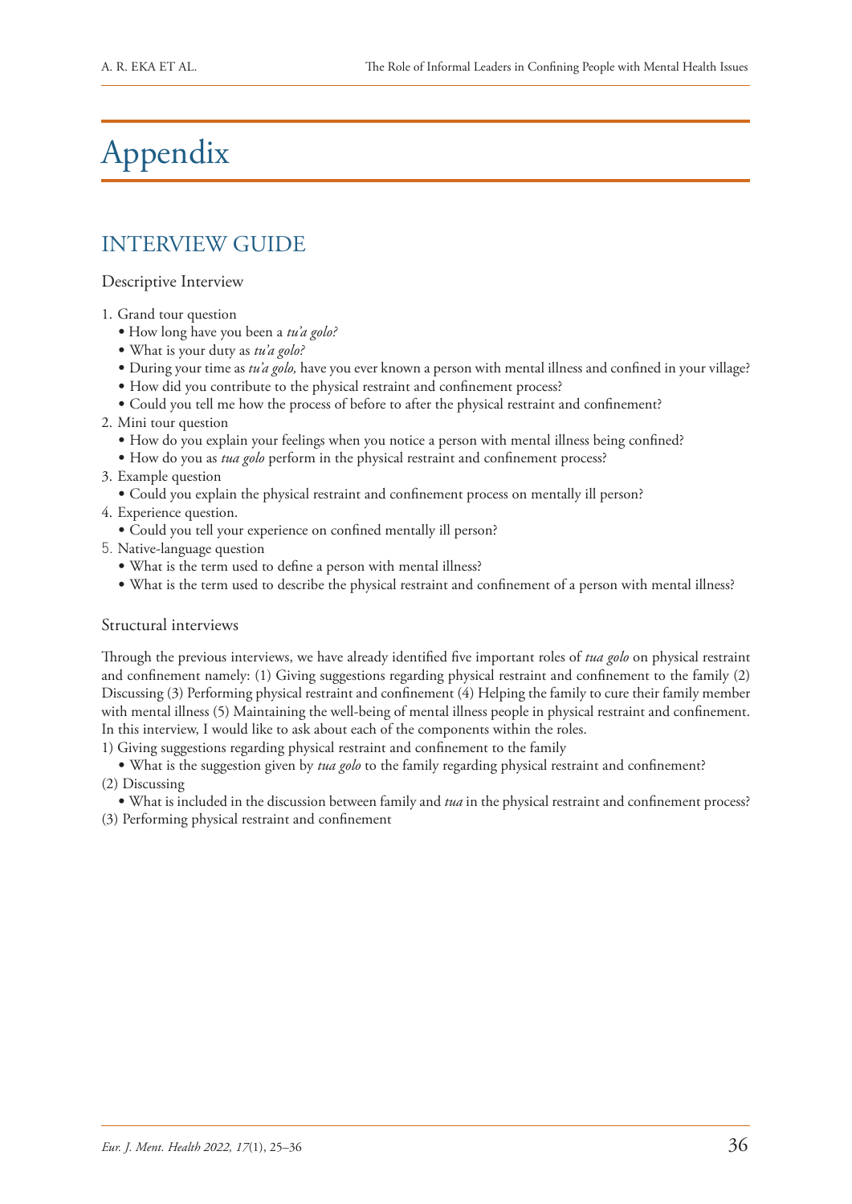# Appendix

## INTERVIEW GUIDE

Descriptive Interview

1. Grand tour question
   - How long have you been a *tu'a golo?*
   - What is your duty as *tu'a golo?*
   - During your time as *tu'a golo,* have you ever known a person with mental illness and confined in your village?
   - How did you contribute to the physical restraint and confinement process?
   - Could you tell me how the process of before to after the physical restraint and confinement?
2. Mini tour question
   - How do you explain your feelings when you notice a person with mental illness being confined?
   - How do you as *tua golo* perform in the physical restraint and confinement process?
3. Example question
   - Could you explain the physical restraint and confinement process on mentally ill person?
4. Experience question.
   - Could you tell your experience on confined mentally ill person?
5. Native-language question
   - What is the term used to define a person with mental illness?
   - What is the term used to describe the physical restraint and confinement of a person with mental illness?

Structural interviews

Through the previous interviews, we have already identified five important roles of *tua golo* on physical restraint and confinement namely: (1) Giving suggestions regarding physical restraint and confinement to the family (2) Discussing (3) Performing physical restraint and confinement (4) Helping the family to cure their family member with mental illness (5) Maintaining the well-being of mental illness people in physical restraint and confinement. In this interview, I would like to ask about each of the components within the roles.

1) Giving suggestions regarding physical restraint and confinement to the family
   - What is the suggestion given by *tua golo* to the family regarding physical restraint and confinement?

(2) Discussing
   - What is included in the discussion between family and *tua* in the physical restraint and confinement process?

(3) Performing physical restraint and confinement